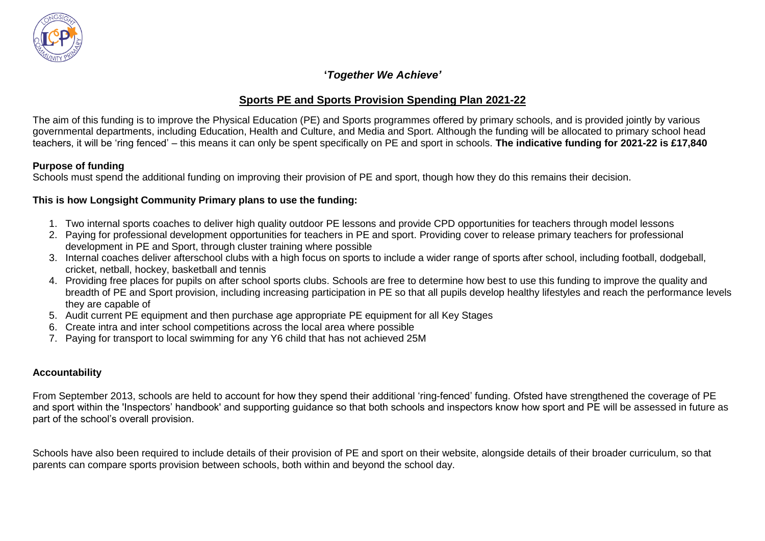***'Together We Achieve'***

## Sports PE and Sports Provision Spending Plan 2021-22

The aim of this funding is to improve the Physical Education (PE) and Sports programmes offered by primary schools, and is provided jointly by various governmental departments, including Education, Health and Culture, and Media and Sport. Although the funding will be allocated to primary school head teachers, it will be 'ring fenced' – this means it can only be spent specifically on PE and sport in schools. **The indicative funding for 2021-22 is £17,840**

### Purpose of funding

Schools must spend the additional funding on improving their provision of PE and sport, though how they do this remains their decision.

### This is how Longsight Community Primary plans to use the funding:

1. Two internal sports coaches to deliver high quality outdoor PE lessons and provide CPD opportunities for teachers through model lessons
2. Paying for professional development opportunities for teachers in PE and sport. Providing cover to release primary teachers for professional development in PE and Sport, through cluster training where possible
3. Internal coaches deliver afterschool clubs with a high focus on sports to include a wider range of sports after school, including football, dodgeball, cricket, netball, hockey, basketball and tennis
4. Providing free places for pupils on after school sports clubs. Schools are free to determine how best to use this funding to improve the quality and breadth of PE and Sport provision, including increasing participation in PE so that all pupils develop healthy lifestyles and reach the performance levels they are capable of
5. Audit current PE equipment and then purchase age appropriate PE equipment for all Key Stages
6. Create intra and inter school competitions across the local area where possible
7. Paying for transport to local swimming for any Y6 child that has not achieved 25M

### Accountability

From September 2013, schools are held to account for how they spend their additional 'ring-fenced' funding. Ofsted have strengthened the coverage of PE and sport within the 'Inspectors' handbook' and supporting guidance so that both schools and inspectors know how sport and PE will be assessed in future as part of the school's overall provision.

Schools have also been required to include details of their provision of PE and sport on their website, alongside details of their broader curriculum, so that parents can compare sports provision between schools, both within and beyond the school day.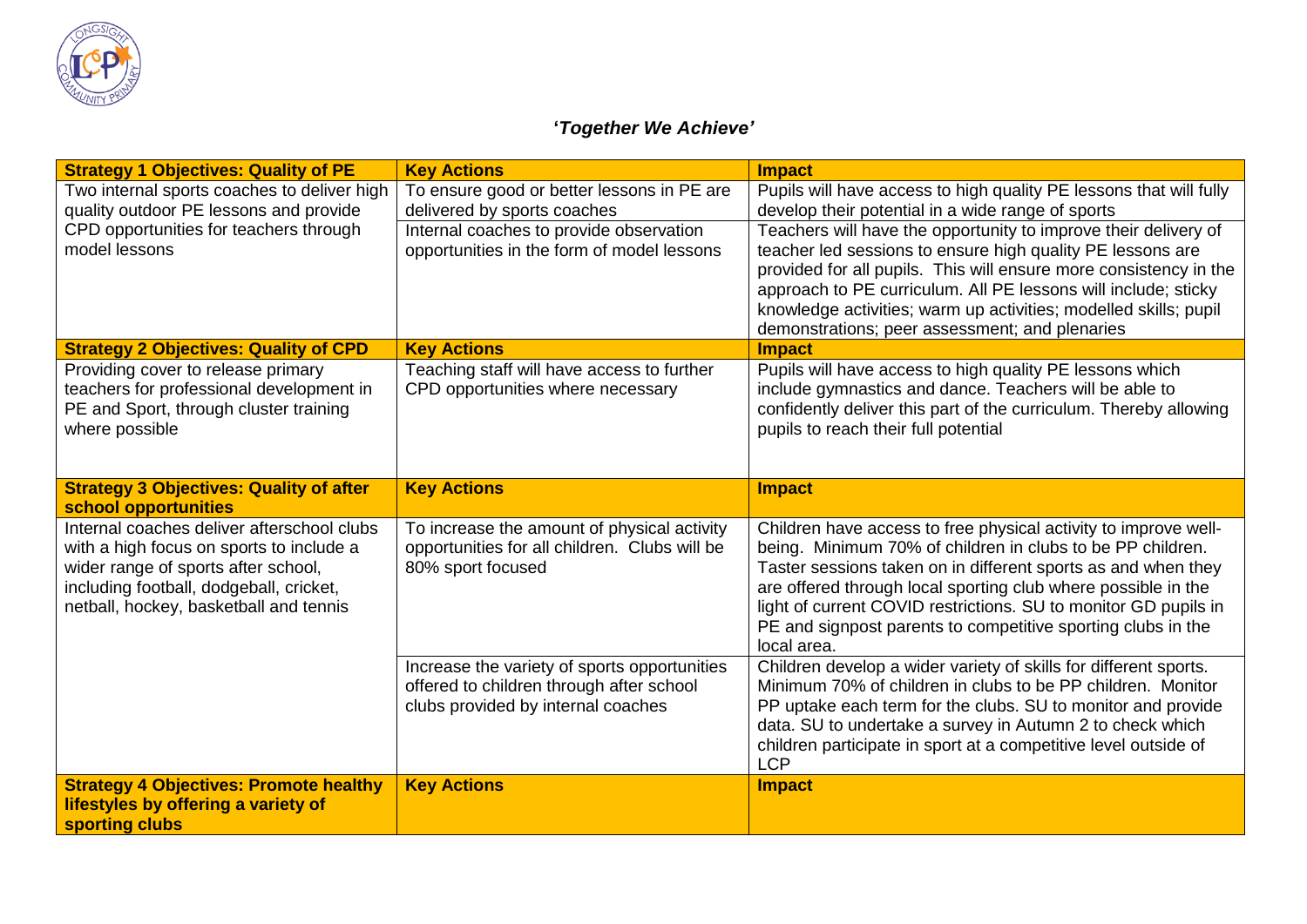**'*Together We Achieve*'**

| **Strategy 1 Objectives: Quality of PE** | **Key Actions** | **Impact** |
|---|---|---|
| Two internal sports coaches to deliver high quality outdoor PE lessons and provide CPD opportunities for teachers through model lessons | To ensure good or better lessons in PE are delivered by sports coaches | Pupils will have access to high quality PE lessons that will fully develop their potential in a wide range of sports |
| | Internal coaches to provide observation opportunities in the form of model lessons | Teachers will have the opportunity to improve their delivery of teacher led sessions to ensure high quality PE lessons are provided for all pupils. This will ensure more consistency in the approach to PE curriculum. All PE lessons will include; sticky knowledge activities; warm up activities; modelled skills; pupil demonstrations; peer assessment; and plenaries |
| **Strategy 2 Objectives: Quality of CPD** | **Key Actions** | **Impact** |
| Providing cover to release primary teachers for professional development in PE and Sport, through cluster training where possible | Teaching staff will have access to further CPD opportunities where necessary | Pupils will have access to high quality PE lessons which include gymnastics and dance. Teachers will be able to confidently deliver this part of the curriculum. Thereby allowing pupils to reach their full potential |
| **Strategy 3 Objectives: Quality of after school opportunities** | **Key Actions** | **Impact** |
| Internal coaches deliver afterschool clubs with a high focus on sports to include a wider range of sports after school, including football, dodgeball, cricket, netball, hockey, basketball and tennis | To increase the amount of physical activity opportunities for all children. Clubs will be 80% sport focused | Children have access to free physical activity to improve well-being. Minimum 70% of children in clubs to be PP children. Taster sessions taken on in different sports as and when they are offered through local sporting club where possible in the light of current COVID restrictions. SU to monitor GD pupils in PE and signpost parents to competitive sporting clubs in the local area. |
| | Increase the variety of sports opportunities offered to children through after school clubs provided by internal coaches | Children develop a wider variety of skills for different sports. Minimum 70% of children in clubs to be PP children. Monitor PP uptake each term for the clubs. SU to monitor and provide data. SU to undertake a survey in Autumn 2 to check which children participate in sport at a competitive level outside of LCP |
| **Strategy 4 Objectives: Promote healthy lifestyles by offering a variety of sporting clubs** | **Key Actions** | **Impact** |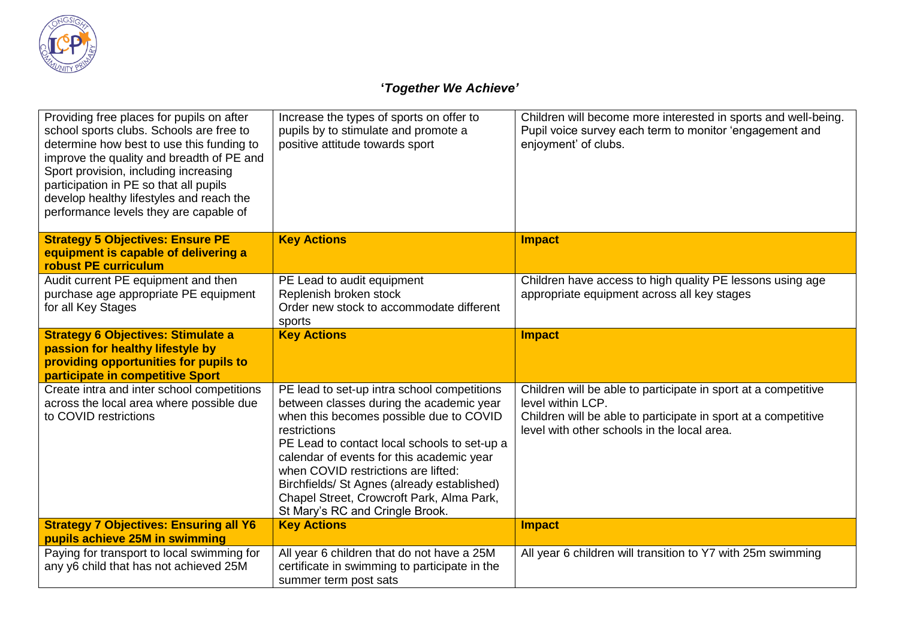**'*Together We Achieve*'**

| Providing free places for pupils on after school sports clubs. Schools are free to determine how best to use this funding to improve the quality and breadth of PE and Sport provision, including increasing participation in PE so that all pupils develop healthy lifestyles and reach the performance levels they are capable of | Increase the types of sports on offer to pupils by to stimulate and promote a positive attitude towards sport | Children will become more interested in sports and well-being. Pupil voice survey each term to monitor 'engagement and enjoyment' of clubs. |
|---|---|---|
| **Strategy 5 Objectives: Ensure PE equipment is capable of delivering a robust PE curriculum** | **Key Actions** | **Impact** |
| Audit current PE equipment and then purchase age appropriate PE equipment for all Key Stages | PE Lead to audit equipment<br>Replenish broken stock<br>Order new stock to accommodate different sports | Children have access to high quality PE lessons using age appropriate equipment across all key stages |
| **Strategy 6 Objectives: Stimulate a passion for healthy lifestyle by providing opportunities for pupils to participate in competitive Sport** | **Key Actions** | **Impact** |
| Create intra and inter school competitions across the local area where possible due to COVID restrictions | PE lead to set-up intra school competitions between classes during the academic year when this becomes possible due to COVID restrictions<br>PE Lead to contact local schools to set-up a calendar of events for this academic year when COVID restrictions are lifted: Birchfields/ St Agnes (already established) Chapel Street, Crowcroft Park, Alma Park, St Mary's RC and Cringle Brook. | Children will be able to participate in sport at a competitive level within LCP.<br>Children will be able to participate in sport at a competitive level with other schools in the local area. |
| **Strategy 7 Objectives: Ensuring all Y6 pupils achieve 25M in swimming** | **Key Actions** | **Impact** |
| Paying for transport to local swimming for any y6 child that has not achieved 25M | All year 6 children that do not have a 25M certificate in swimming to participate in the summer term post sats | All year 6 children will transition to Y7 with 25m swimming |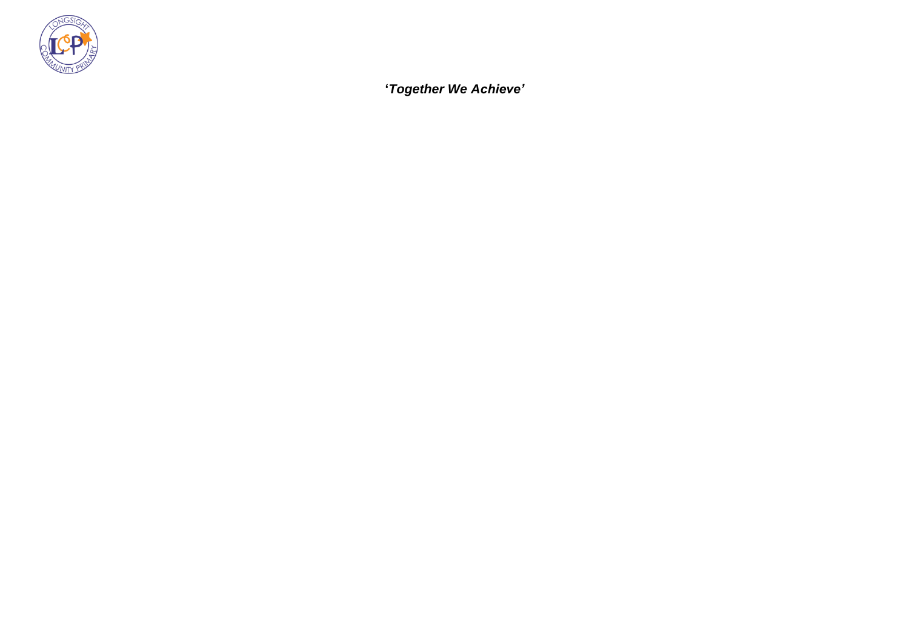***'Together We Achieve'***